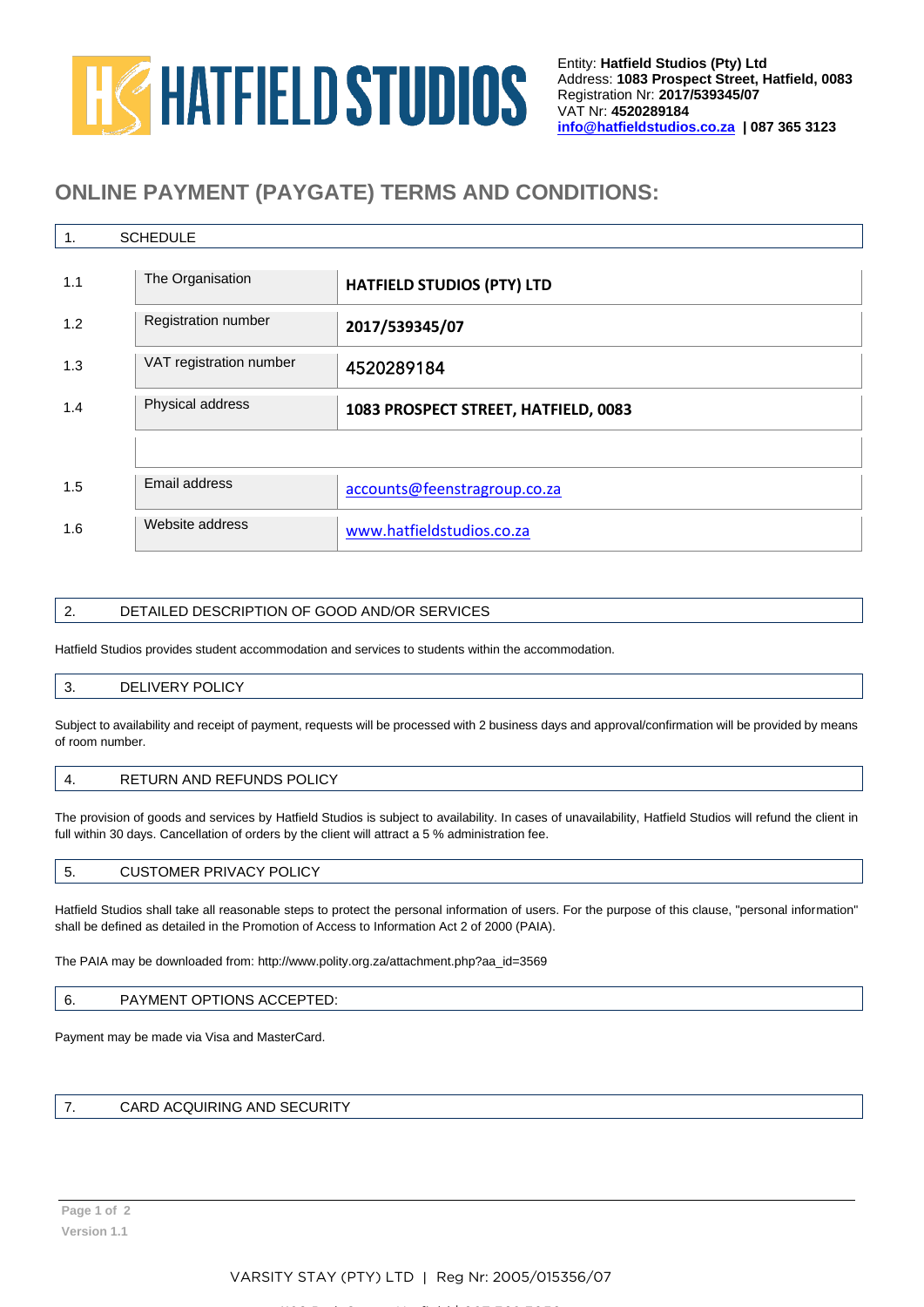Entity: **Hatfield Studios (Pty) Ltd**
Address: **1083 Prospect Street, Hatfield, 0083**
Registration Nr: **2017/539345/07**
VAT Nr: **4520289184**
**info@hatfieldstudios.co.za | 087 365 3123**

# ONLINE PAYMENT (PAYGATE) TERMS AND CONDITIONS:

## 1. SCHEDULE

| | | |
|---|---|---|
| 1.1 | The Organisation | **HATFIELD STUDIOS (PTY) LTD** |
| 1.2 | Registration number | **2017/539345/07** |
| 1.3 | VAT registration number | 4520289184 |
| 1.4 | Physical address | **1083 PROSPECT STREET, HATFIELD, 0083** |
| | | |
| 1.5 | Email address | accounts@feenstragroup.co.za |
| 1.6 | Website address | www.hatfieldstudios.co.za |

## 2. DETAILED DESCRIPTION OF GOOD AND/OR SERVICES

Hatfield Studios provides student accommodation and services to students within the accommodation.

## 3. DELIVERY POLICY

Subject to availability and receipt of payment, requests will be processed with 2 business days and approval/confirmation will be provided by means of room number.

## 4. RETURN AND REFUNDS POLICY

The provision of goods and services by Hatfield Studios is subject to availability. In cases of unavailability, Hatfield Studios will refund the client in full within 30 days. Cancellation of orders by the client will attract a 5 % administration fee.

## 5. CUSTOMER PRIVACY POLICY

Hatfield Studios shall take all reasonable steps to protect the personal information of users. For the purpose of this clause, "personal information" shall be defined as detailed in the Promotion of Access to Information Act 2 of 2000 (PAIA).

The PAIA may be downloaded from: http://www.polity.org.za/attachment.php?aa_id=3569

## 6. PAYMENT OPTIONS ACCEPTED:

Payment may be made via Visa and MasterCard.

## 7. CARD ACQUIRING AND SECURITY

Version 1.1

VARSITY STAY (PTY) LTD | Reg Nr: 2005/015356/07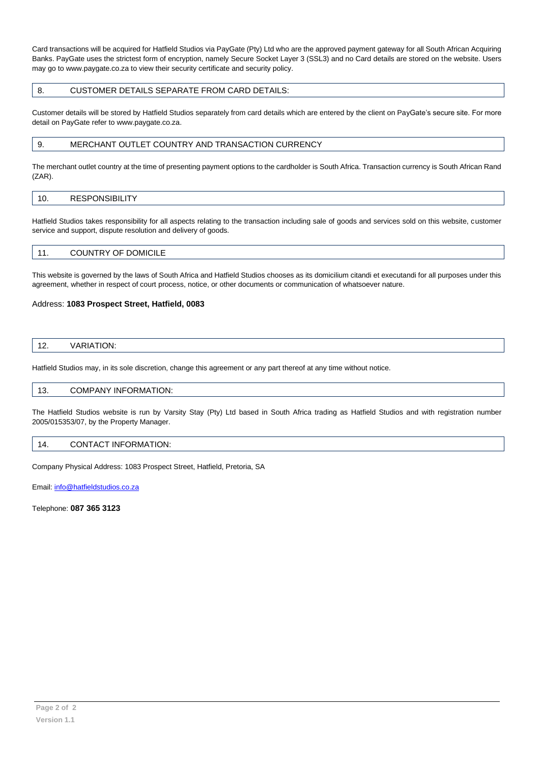Card transactions will be acquired for Hatfield Studios via PayGate (Pty) Ltd who are the approved payment gateway for all South African Acquiring Banks. PayGate uses the strictest form of encryption, namely Secure Socket Layer 3 (SSL3) and no Card details are stored on the website. Users may go to www.paygate.co.za to view their security certificate and security policy.

## 8. CUSTOMER DETAILS SEPARATE FROM CARD DETAILS:

Customer details will be stored by Hatfield Studios separately from card details which are entered by the client on PayGate's secure site. For more detail on PayGate refer to www.paygate.co.za.

## 9. MERCHANT OUTLET COUNTRY AND TRANSACTION CURRENCY

The merchant outlet country at the time of presenting payment options to the cardholder is South Africa. Transaction currency is South African Rand (ZAR).

## 10. RESPONSIBILITY

Hatfield Studios takes responsibility for all aspects relating to the transaction including sale of goods and services sold on this website, customer service and support, dispute resolution and delivery of goods.

## 11. COUNTRY OF DOMICILE

This website is governed by the laws of South Africa and Hatfield Studios chooses as its domicilium citandi et executandi for all purposes under this agreement, whether in respect of court process, notice, or other documents or communication of whatsoever nature.

Address: **1083 Prospect Street, Hatfield, 0083**

## 12. VARIATION:

Hatfield Studios may, in its sole discretion, change this agreement or any part thereof at any time without notice.

## 13. COMPANY INFORMATION:

The Hatfield Studios website is run by Varsity Stay (Pty) Ltd based in South Africa trading as Hatfield Studios and with registration number 2005/015353/07, by the Property Manager.

## 14. CONTACT INFORMATION:

Company Physical Address: 1083 Prospect Street, Hatfield, Pretoria, SA

Email: info@hatfieldstudios.co.za

Telephone: **087 365 3123**

Version 1.1